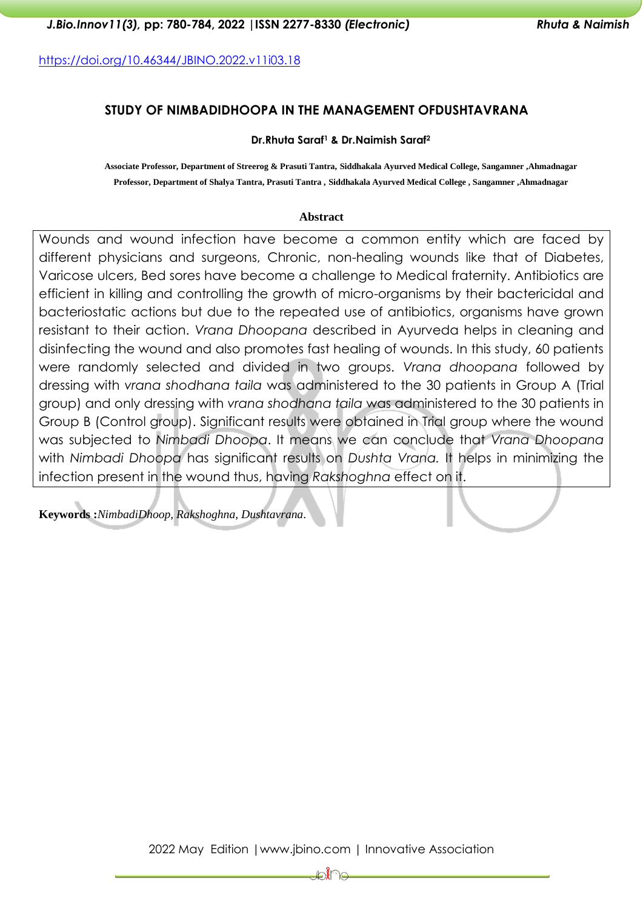https://doi.org/10.46344/JBINO.2022.v11i03.18

# STUDY OF NIMBADIDHOOPA IN THE MANAGEMENT OFDUSHTAVRANA

**Dr.Rhuta Saraf[1] & Dr.Naimish Saraf[2]**

**Associate Professor, Department of Streerog & Prasuti Tantra, Siddhakala Ayurved Medical College, Sangamner ,Ahmadnagar**

**Professor, Department of Shalya Tantra, Prasuti Tantra , Siddhakala Ayurved Medical College , Sangamner ,Ahmadnagar**

## Abstract

Wounds and wound infection have become a common entity which are faced by different physicians and surgeons, Chronic, non-healing wounds like that of Diabetes, Varicose ulcers, Bed sores have become a challenge to Medical fraternity. Antibiotics are efficient in killing and controlling the growth of micro-organisms by their bactericidal and bacteriostatic actions but due to the repeated use of antibiotics, organisms have grown resistant to their action. *Vrana Dhoopana* described in Ayurveda helps in cleaning and disinfecting the wound and also promotes fast healing of wounds. In this study, 60 patients were randomly selected and divided in two groups. *Vrana dhoopana* followed by dressing with *vrana shodhana taila* was administered to the 30 patients in Group A (Trial group) and only dressing with *vrana shodhana taila* was administered to the 30 patients in Group B (Control group). Significant results were obtained in Trial group where the wound was subjected to *Nimbadi Dhoopa*. It means we can conclude that *Vrana Dhoopana* with *Nimbadi Dhoopa* has significant results on *Dushta Vrana*. It helps in minimizing the infection present in the wound thus, having *Rakshoghna* effect on it.

**Keywords :** *NimbadiDhoop, Rakshoghna, Dushtavrana.*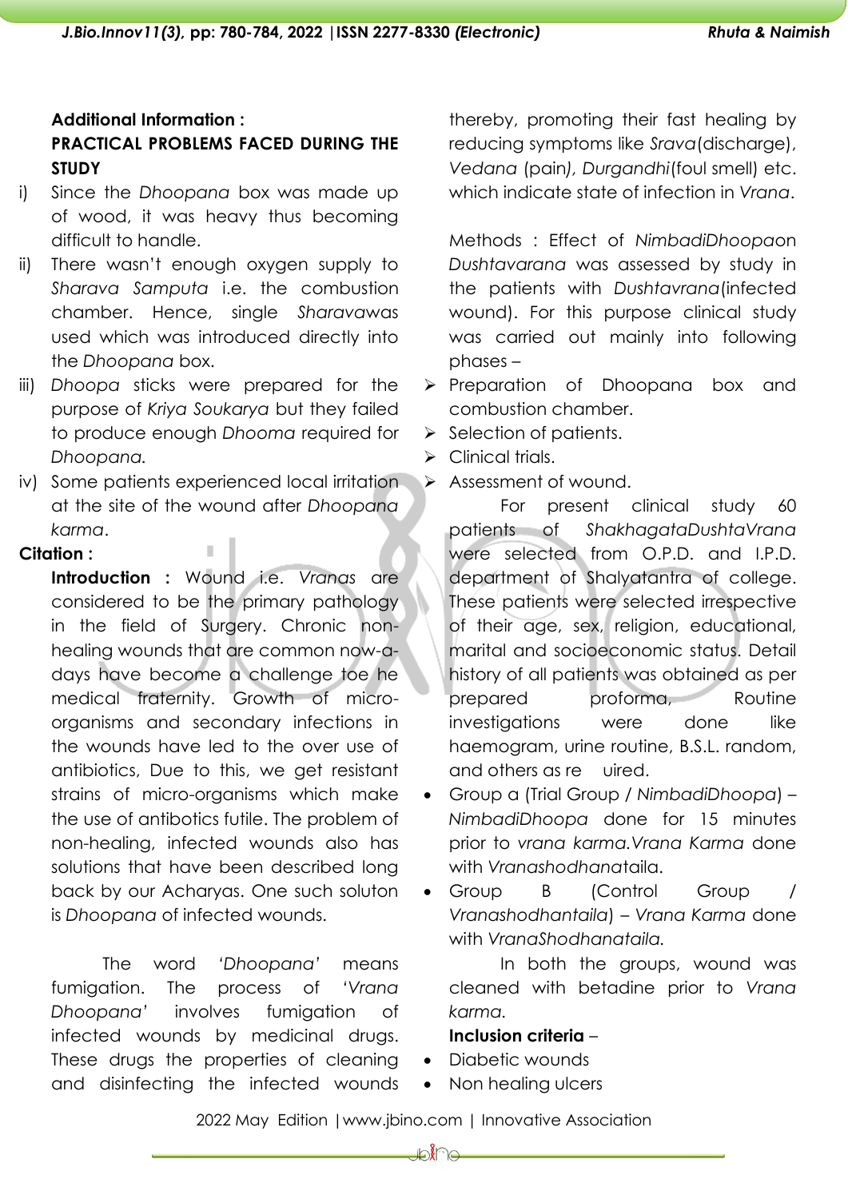**Additional Information :**

**PRACTICAL PROBLEMS FACED DURING THE STUDY**

i) Since the *Dhoopana* box was made up of wood, it was heavy thus becoming difficult to handle.

ii) There wasn't enough oxygen supply to *Sharava Samputa* i.e. the combustion chamber. Hence, single *Sharava*was used which was introduced directly into the *Dhoopana* box.

iii) *Dhoopa* sticks were prepared for the purpose of *Kriya Soukarya* but they failed to produce enough *Dhooma* required for *Dhoopana.*

iv) Some patients experienced local irritation at the site of the wound after *Dhoopana karma*.

**Citation :**

**Introduction :** Wound i.e. *Vranas* are considered to be the primary pathology in the field of Surgery. Chronic non-healing wounds that are common now-a-days have become a challenge toe he medical fraternity. Growth of micro-organisms and secondary infections in the wounds have led to the over use of antibiotics, Due to this, we get resistant strains of micro-organisms which make the use of antibotics futile. The problem of non-healing, infected wounds also has solutions that have been described long back by our Acharyas. One such soluton is *Dhoopana* of infected wounds.

The word *'Dhoopana'* means fumigation. The process of *'Vrana Dhoopana'* involves fumigation of infected wounds by medicinal drugs. These drugs the properties of cleaning and disinfecting the infected wounds thereby, promoting their fast healing by reducing symptoms like *Srava*(discharge), *Vedana* (pain*)*, *Durgandhi*(foul smell) etc. which indicate state of infection in *Vrana*.

Methods : Effect of *NimbadiDhoopa*on *Dushtavarana* was assessed by study in the patients with *Dushtavrana*(infected wound). For this purpose clinical study was carried out mainly into following phases –

- Preparation of Dhoopana box and combustion chamber.
- Selection of patients.
- Clinical trials.
- Assessment of wound.

For present clinical study 60 patients of *ShakhagataDushtaVrana* were selected from O.P.D. and I.P.D. department of Shalyatantra of college. These patients were selected irrespective of their age, sex, religion, educational, marital and socioeconomic status. Detail history of all patients was obtained as per prepared proforma, Routine investigations were done like haemogram, urine routine, B.S.L. random, and others as re uired.

- Group a (Trial Group / *NimbadiDhoopa*) – *NimbadiDhoopa* done for 15 minutes prior to *vrana karma.Vrana Karma* done with *Vranashodhana*taila.
- Group B (Control Group / *Vranashodhantaila*) – *Vrana Karma* done with *VranaShodhanataila.*

In both the groups, wound was cleaned with betadine prior to *Vrana karma.*

**Inclusion criteria** –

- Diabetic wounds
- Non healing ulcers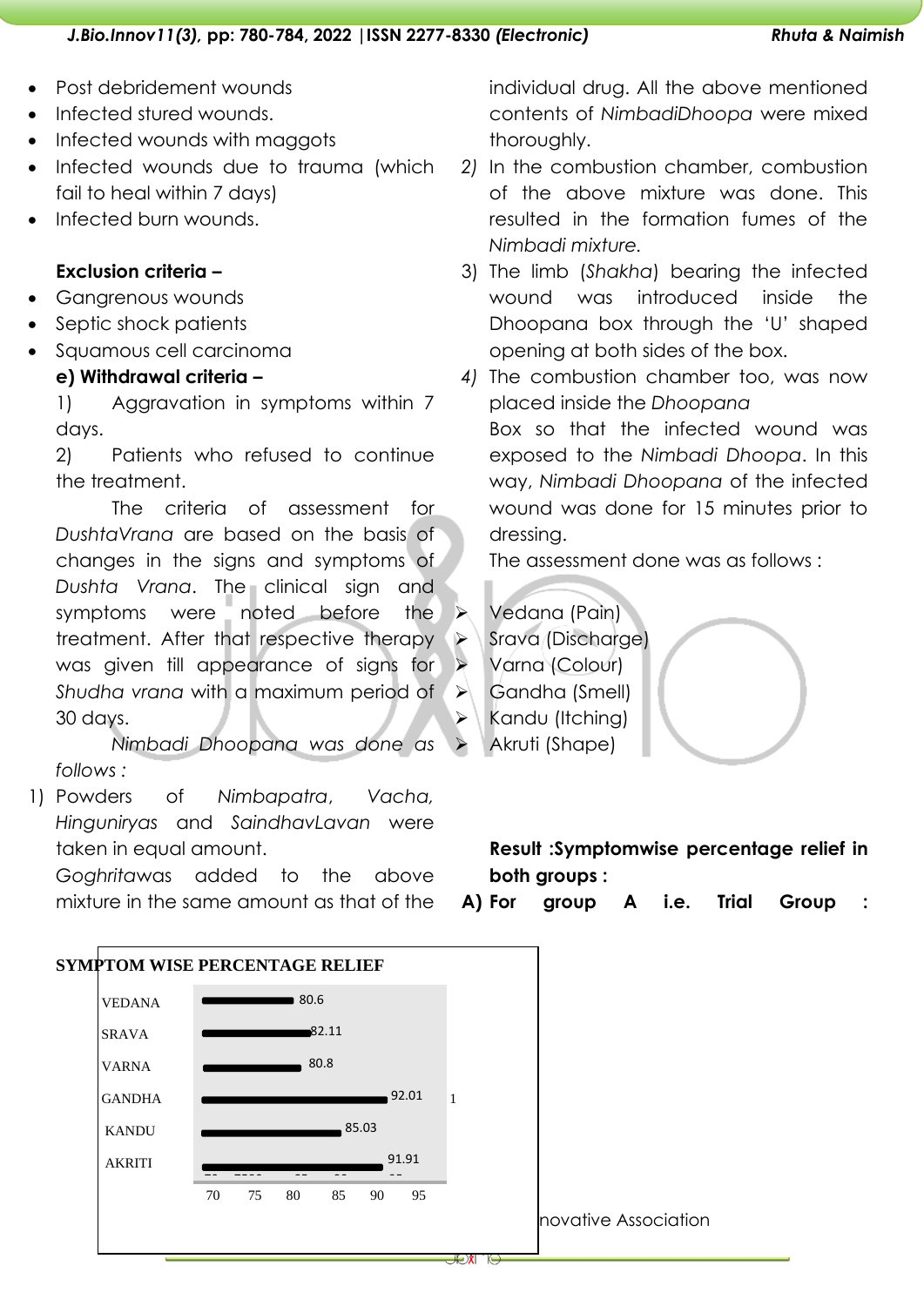- Post debridement wounds
- Infected stured wounds.
- Infected wounds with maggots
- Infected wounds due to trauma (which fail to heal within 7 days)
- Infected burn wounds.

**Exclusion criteria –**

- Gangrenous wounds
- Septic shock patients
- Squamous cell carcinoma

**e) Withdrawal criteria –**

1) Aggravation in symptoms within 7 days.

2) Patients who refused to continue the treatment.

The criteria of assessment for *DushtaVrana* are based on the basis of changes in the signs and symptoms of *Dushta Vrana*. The clinical sign and symptoms were noted before the treatment. After that respective therapy was given till appearance of signs for *Shudha vrana* with a maximum period of 30 days.

*Nimbadi Dhoopana was done as follows :*

1) Powders of *Nimbapatra*, *Vacha, Hinguniryas* and *SaindhavLavan* were taken in equal amount. *Goghrita*was added to the above mixture in the same amount as that of the individual drug. All the above mentioned contents of *NimbadiDhoopa* were mixed thoroughly.
2) In the combustion chamber, combustion of the above mixture was done. This resulted in the formation fumes of the *Nimbadi mixture.*
3) The limb (*Shakha*) bearing the infected wound was introduced inside the Dhoopana box through the 'U' shaped opening at both sides of the box.
4) The combustion chamber too, was now placed inside the *Dhoopana* Box so that the infected wound was exposed to the *Nimbadi Dhoopa*. In this way, *Nimbadi Dhoopana* of the infected wound was done for 15 minutes prior to dressing.

The assessment done was as follows :

- Vedana (Pain)
- Srava (Discharge)
- Varna (Colour)
- Gandha (Smell)
- Kandu (Itching)
- Akruti (Shape)

**Result :Symptomwise percentage relief in both groups :**

**A) For group A i.e. Trial Group :**

**SYMPTOM WISE PERCENTAGE RELIEF**

| Symptom | Percentage relief |
|---|---|
| VEDANA | 80.6 |
| SRAVA | 82.11 |
| VARNA | 80.8 |
| GANDHA | 92.01 |
| KANDU | 85.03 |
| AKRITI | 91.91 |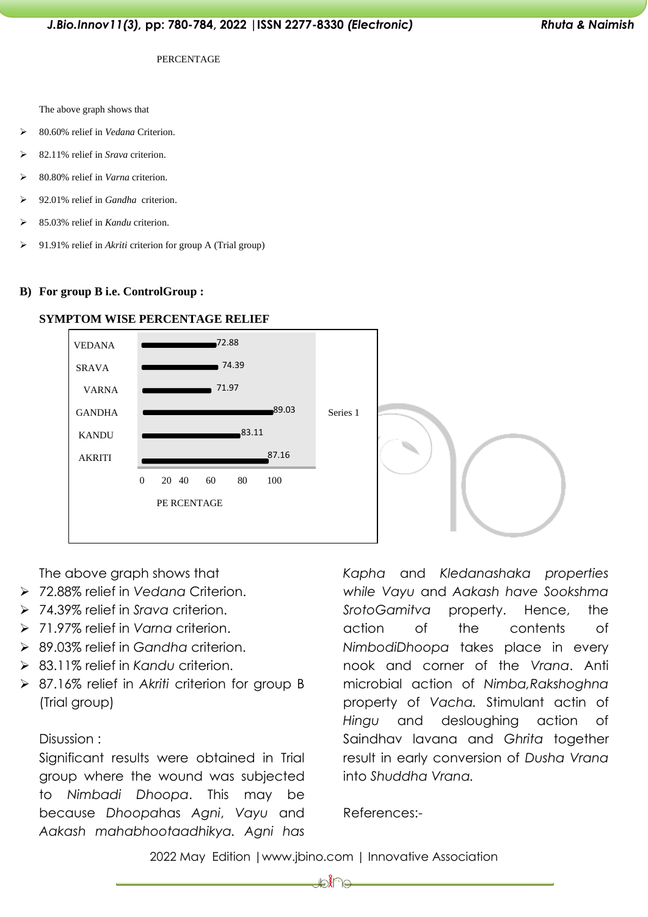PERCENTAGE

The above graph shows that

- 80.60% relief in *Vedana* Criterion.
- 82.11% relief in *Srava* criterion.
- 80.80% relief in *Varna* criterion.
- 92.01% relief in *Gandha* criterion.
- 85.03% relief in *Kandu* criterion.
- 91.91% relief in *Akriti* criterion for group A (Trial group)

**B) For group B i.e. ControlGroup :**

**SYMPTOM WISE PERCENTAGE RELIEF**

| Symptom | Series 1 |
|---|---|
| VEDANA | 72.88 |
| SRAVA | 74.39 |
| VARNA | 71.97 |
| GANDHA | 89.03 |
| KANDU | 83.11 |
| AKRITI | 87.16 |

PE RCENTAGE

The above graph shows that

- 72.88% relief in *Vedana* Criterion.
- 74.39% relief in *Srava* criterion.
- 71.97% relief in *Varna* criterion.
- 89.03% relief in *Gandha* criterion.
- 83.11% relief in *Kandu* criterion.
- 87.16% relief in *Akriti* criterion for group B (Trial group)

Disussion :

Significant results were obtained in Trial group where the wound was subjected to *Nimbadi Dhoopa*. This may be because *Dhoopa*has *Agni*, *Vayu* and *Aakash mahabhootaadhikya*. *Agni* has *Kapha* and *Kledanashaka properties while Vayu* and *Aakash have Sookshma SrotoGamitva* property. Hence, the action of the contents of *NimbodiDhoopa* takes place in every nook and corner of the *Vrana*. Anti microbial action of *Nimba,Rakshoghna* property of *Vacha.* Stimulant actin of *Hingu* and desloughing action of Saindhav lavana and *Ghrita* together result in early conversion of *Dusha Vrana* into *Shuddha Vrana.*

References:-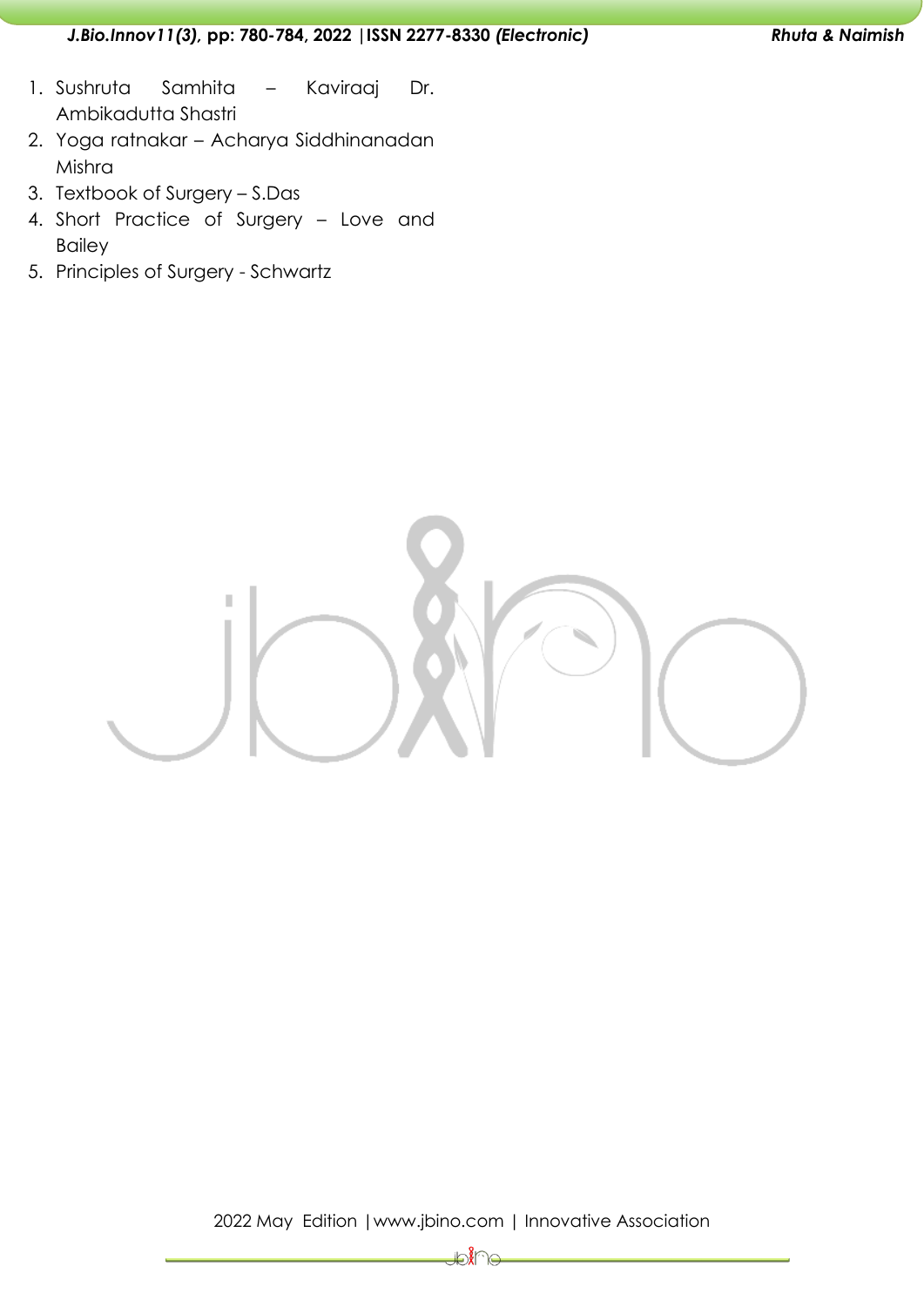1. Sushruta Samhita – Kaviraaj Dr. Ambikadutta Shastri
2. Yoga ratnakar – Acharya Siddhinanadan Mishra
3. Textbook of Surgery – S.Das
4. Short Practice of Surgery – Love and Bailey
5. Principles of Surgery - Schwartz